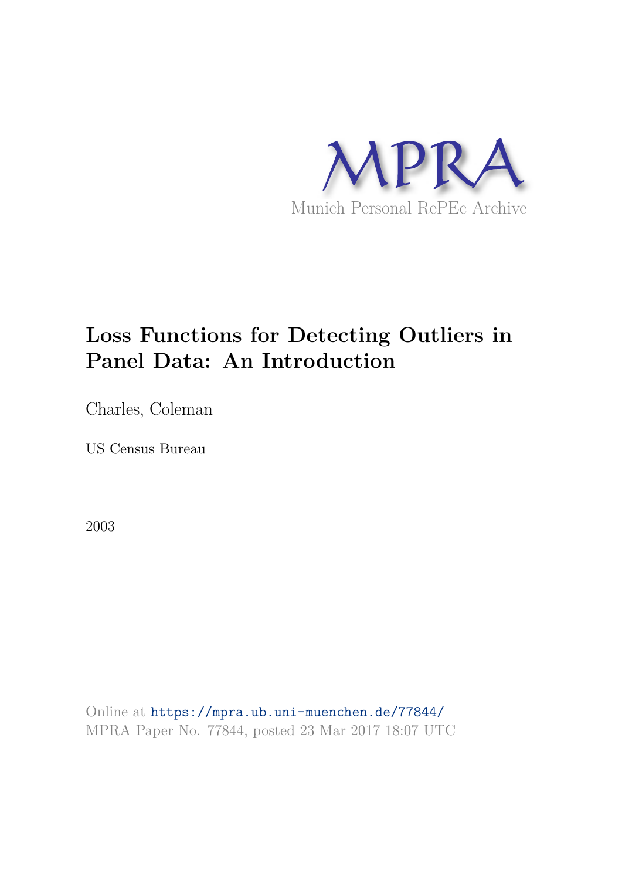MPRA

Munich Personal RePEc Archive

# Loss Functions for Detecting Outliers in Panel Data: An Introduction

Charles, Coleman

US Census Bureau

2003

Online at https://mpra.ub.uni-muenchen.de/77844/
MPRA Paper No. 77844, posted 23 Mar 2017 18:07 UTC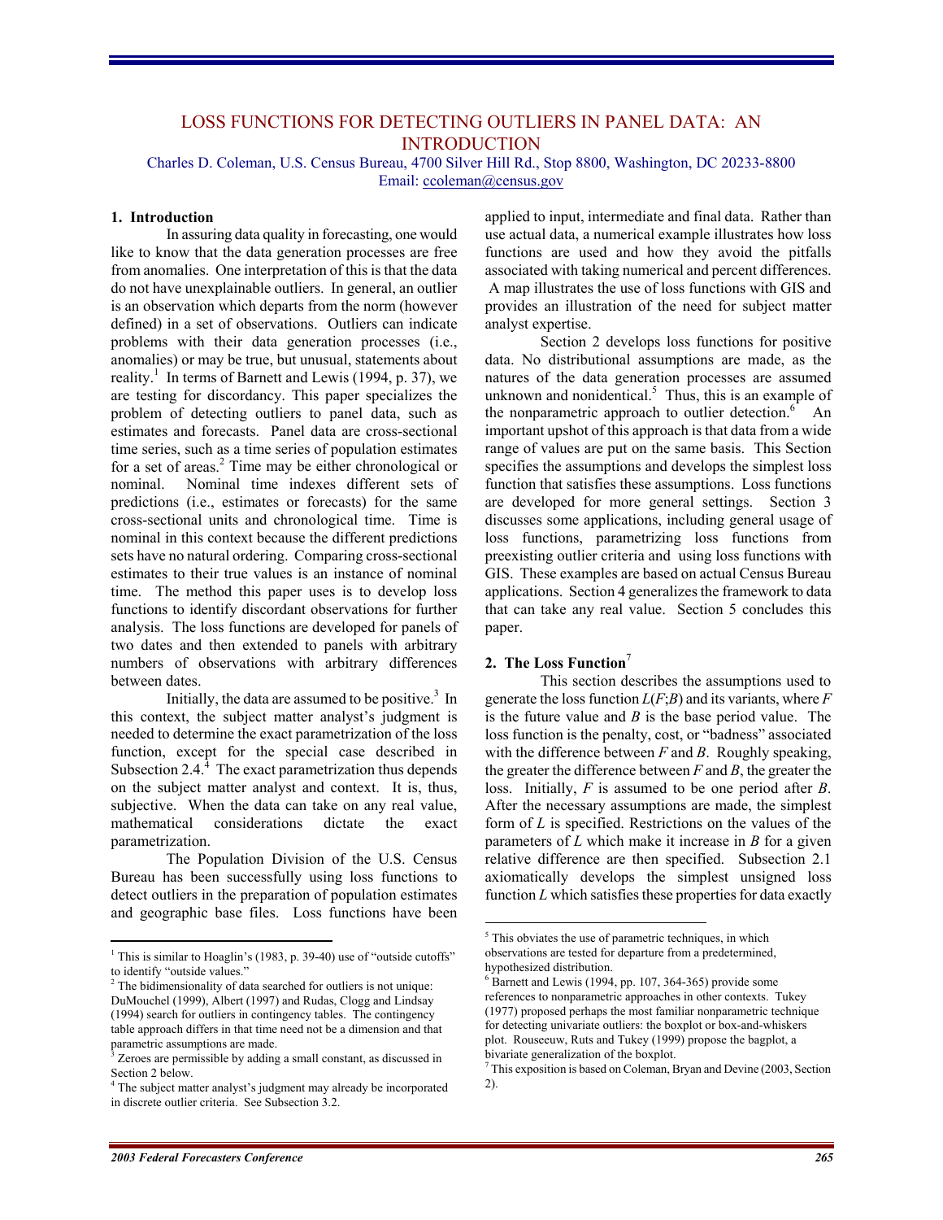# LOSS FUNCTIONS FOR DETECTING OUTLIERS IN PANEL DATA: AN INTRODUCTION

Charles D. Coleman, U.S. Census Bureau, 4700 Silver Hill Rd., Stop 8800, Washington, DC 20233-8800
Email: ccoleman@census.gov

## 1. Introduction

In assuring data quality in forecasting, one would like to know that the data generation processes are free from anomalies. One interpretation of this is that the data do not have unexplainable outliers. In general, an outlier is an observation which departs from the norm (however defined) in a set of observations. Outliers can indicate problems with their data generation processes (i.e., anomalies) or may be true, but unusual, statements about reality.[1] In terms of Barnett and Lewis (1994, p. 37), we are testing for discordancy. This paper specializes the problem of detecting outliers to panel data, such as estimates and forecasts. Panel data are cross-sectional time series, such as a time series of population estimates for a set of areas.[2] Time may be either chronological or nominal. Nominal time indexes different sets of predictions (i.e., estimates or forecasts) for the same cross-sectional units and chronological time. Time is nominal in this context because the different predictions sets have no natural ordering. Comparing cross-sectional estimates to their true values is an instance of nominal time. The method this paper uses is to develop loss functions to identify discordant observations for further analysis. The loss functions are developed for panels of two dates and then extended to panels with arbitrary numbers of observations with arbitrary differences between dates.

Initially, the data are assumed to be positive.[3] In this context, the subject matter analyst's judgment is needed to determine the exact parametrization of the loss function, except for the special case described in Subsection 2.4.[4] The exact parametrization thus depends on the subject matter analyst and context. It is, thus, subjective. When the data can take on any real value, mathematical considerations dictate the exact parametrization.

The Population Division of the U.S. Census Bureau has been successfully using loss functions to detect outliers in the preparation of population estimates and geographic base files. Loss functions have been applied to input, intermediate and final data. Rather than use actual data, a numerical example illustrates how loss functions are used and how they avoid the pitfalls associated with taking numerical and percent differences. A map illustrates the use of loss functions with GIS and provides an illustration of the need for subject matter analyst expertise.

Section 2 develops loss functions for positive data. No distributional assumptions are made, as the natures of the data generation processes are assumed unknown and nonidentical.[5] Thus, this is an example of the nonparametric approach to outlier detection.[6] An important upshot of this approach is that data from a wide range of values are put on the same basis. This Section specifies the assumptions and develops the simplest loss function that satisfies these assumptions. Loss functions are developed for more general settings. Section 3 discusses some applications, including general usage of loss functions, parametrizing loss functions from preexisting outlier criteria and using loss functions with GIS. These examples are based on actual Census Bureau applications. Section 4 generalizes the framework to data that can take any real value. Section 5 concludes this paper.

## 2. The Loss Function[7]

This section describes the assumptions used to generate the loss function $L(F;B)$ and its variants, where $F$ is the future value and $B$ is the base period value. The loss function is the penalty, cost, or "badness" associated with the difference between $F$ and $B$. Roughly speaking, the greater the difference between $F$ and $B$, the greater the loss. Initially, $F$ is assumed to be one period after $B$. After the necessary assumptions are made, the simplest form of $L$ is specified. Restrictions on the values of the parameters of $L$ which make it increase in $B$ for a given relative difference are then specified. Subsection 2.1 axiomatically develops the simplest unsigned loss function $L$ which satisfies these properties for data exactly

---

[1] This is similar to Hoaglin's (1983, p. 39-40) use of "outside cutoffs" to identify "outside values."

[2] The bidimensionality of data searched for outliers is not unique: DuMouchel (1999), Albert (1997) and Rudas, Clogg and Lindsay (1994) search for outliers in contingency tables. The contingency table approach differs in that time need not be a dimension and that parametric assumptions are made.

[3] Zeroes are permissible by adding a small constant, as discussed in Section 2 below.

[4] The subject matter analyst's judgment may already be incorporated in discrete outlier criteria. See Subsection 3.2.

[5] This obviates the use of parametric techniques, in which observations are tested for departure from a predetermined, hypothesized distribution.

[6] Barnett and Lewis (1994, pp. 107, 364-365) provide some references to nonparametric approaches in other contexts. Tukey (1977) proposed perhaps the most familiar nonparametric technique for detecting univariate outliers: the boxplot or box-and-whiskers plot. Rouseeuw, Ruts and Tukey (1999) propose the bagplot, a bivariate generalization of the boxplot.

[7] This exposition is based on Coleman, Bryan and Devine (2003, Section 2).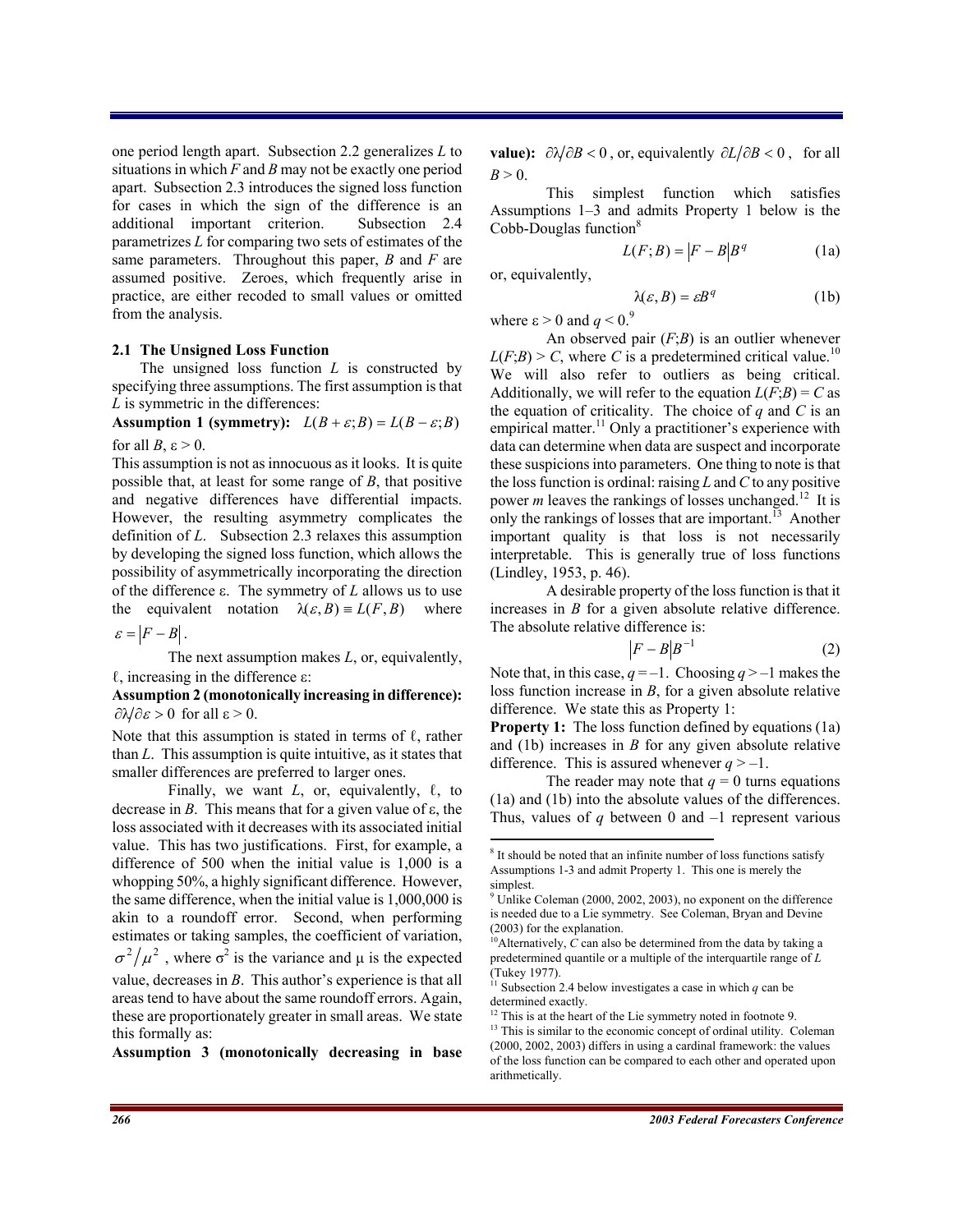one period length apart. Subsection 2.2 generalizes $L$ to situations in which $F$ and $B$ may not be exactly one period apart. Subsection 2.3 introduces the signed loss function for cases in which the sign of the difference is an additional important criterion. Subsection 2.4 parametrizes $L$ for comparing two sets of estimates of the same parameters. Throughout this paper, $B$ and $F$ are assumed positive. Zeroes, which frequently arise in practice, are either recoded to small values or omitted from the analysis.

### 2.1 The Unsigned Loss Function

The unsigned loss function $L$ is constructed by specifying three assumptions. The first assumption is that $L$ is symmetric in the differences:

**Assumption 1 (symmetry):** $L(B+\varepsilon;B) = L(B-\varepsilon;B)$ for all $B$, $\varepsilon > 0$.

This assumption is not as innocuous as it looks. It is quite possible that, at least for some range of $B$, that positive and negative differences have differential impacts. However, the resulting asymmetry complicates the definition of $L$. Subsection 2.3 relaxes this assumption by developing the signed loss function, which allows the possibility of asymmetrically incorporating the direction of the difference $\varepsilon$. The symmetry of $L$ allows us to use the equivalent notation $\lambda(\varepsilon, B) \equiv L(F,B)$ where $\varepsilon = |F-B|$.

The next assumption makes $L$, or, equivalently, ℓ, increasing in the difference $\varepsilon$:

**Assumption 2 (monotonically increasing in difference):** $\partial\lambda/\partial\varepsilon > 0$ for all $\varepsilon > 0$.

Note that this assumption is stated in terms of ℓ, rather than $L$. This assumption is quite intuitive, as it states that smaller differences are preferred to larger ones.

Finally, we want $L$, or, equivalently, ℓ, to decrease in $B$. This means that for a given value of $\varepsilon$, the loss associated with it decreases with its associated initial value. This has two justifications. First, for example, a difference of 500 when the initial value is 1,000 is a whopping 50%, a highly significant difference. However, the same difference, when the initial value is 1,000,000 is akin to a roundoff error. Second, when performing estimates or taking samples, the coefficient of variation, $\sigma^2/\mu^2$, where $\sigma^2$ is the variance and $\mu$ is the expected value, decreases in $B$. This author's experience is that all areas tend to have about the same roundoff errors. Again, these are proportionately greater in small areas. We state this formally as:

**Assumption 3 (monotonically decreasing in base value):** $\partial\lambda/\partial B < 0$, or, equivalently $\partial L/\partial B < 0$, for all $B > 0$.

This simplest function which satisfies Assumptions 1–3 and admits Property 1 below is the Cobb-Douglas function[8]

$$L(F;B) = |F-B|B^q \tag{1a}$$

or, equivalently,

$$\lambda(\varepsilon, B) = \varepsilon B^q \tag{1b}$$

where $\varepsilon > 0$ and $q < 0$.[9]

An observed pair $(F;B)$ is an outlier whenever $L(F;B) > C$, where $C$ is a predetermined critical value.[10] We will also refer to outliers as being critical. Additionally, we will refer to the equation $L(F;B) = C$ as the equation of criticality. The choice of $q$ and $C$ is an empirical matter.[11] Only a practitioner's experience with data can determine when data are suspect and incorporate these suspicions into parameters. One thing to note is that the loss function is ordinal: raising $L$ and $C$ to any positive power $m$ leaves the rankings of losses unchanged.[12] It is only the rankings of losses that are important.[13] Another important quality is that loss is not necessarily interpretable. This is generally true of loss functions (Lindley, 1953, p. 46).

A desirable property of the loss function is that it increases in $B$ for a given absolute relative difference. The absolute relative difference is:

$$|F-B|B^{-1} \tag{2}$$

Note that, in this case, $q = -1$. Choosing $q > -1$ makes the loss function increase in $B$, for a given absolute relative difference. We state this as Property 1:

**Property 1:** The loss function defined by equations (1a) and (1b) increases in $B$ for any given absolute relative difference. This is assured whenever $q > -1$.

The reader may note that $q = 0$ turns equations (1a) and (1b) into the absolute values of the differences. Thus, values of $q$ between 0 and –1 represent various

---

[8] It should be noted that an infinite number of loss functions satisfy Assumptions 1-3 and admit Property 1. This one is merely the simplest.

[9] Unlike Coleman (2000, 2002, 2003), no exponent on the difference is needed due to a Lie symmetry. See Coleman, Bryan and Devine (2003) for the explanation.

[10] Alternatively, $C$ can also be determined from the data by taking a predetermined quantile or a multiple of the interquartile range of $L$ (Tukey 1977).

[11] Subsection 2.4 below investigates a case in which $q$ can be determined exactly.

[12] This is at the heart of the Lie symmetry noted in footnote 9.

[13] This is similar to the economic concept of ordinal utility. Coleman (2000, 2002, 2003) differs in using a cardinal framework: the values of the loss function can be compared to each other and operated upon arithmetically.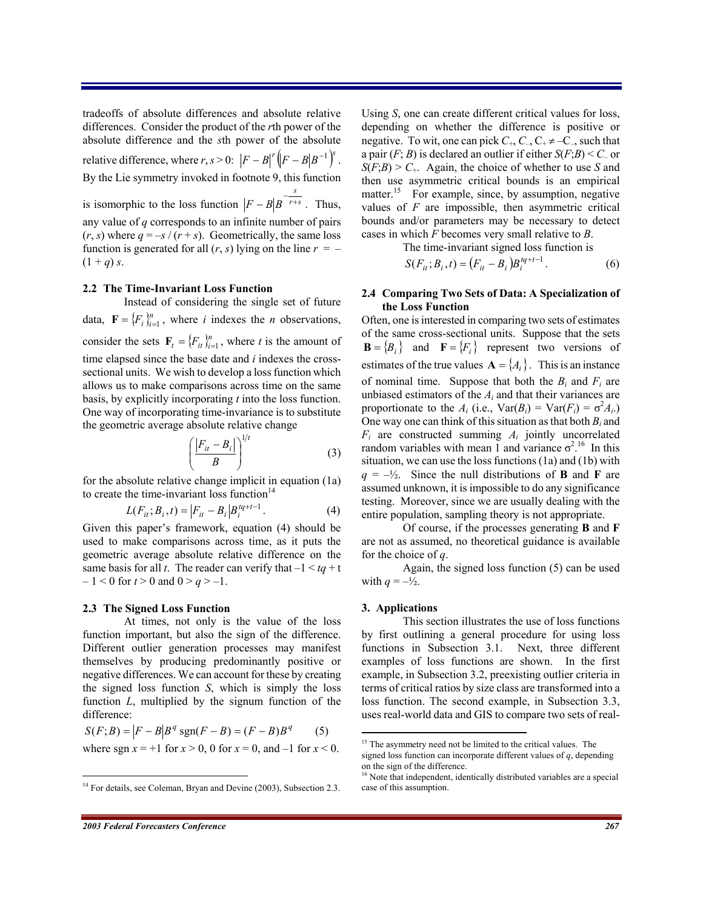tradeoffs of absolute differences and absolute relative differences. Consider the product of the $r$th power of the absolute difference and the $s$th power of the absolute relative difference, where $r, s > 0$: $|F - B|^r \left(|F - B|B^{-1}\right)^s$. By the Lie symmetry invoked in footnote 9, this function is isomorphic to the loss function $|F - B|B^{-\frac{s}{r+s}}$. Thus, any value of $q$ corresponds to an infinite number of pairs $(r, s)$ where $q = -s / (r + s)$. Geometrically, the same loss function is generated for all $(r, s)$ lying on the line $r = -(1 + q)\, s$.

### 2.2 The Time-Invariant Loss Function

Instead of considering the single set of future data, $\mathbf{F} = \{F_i\}_{i=1}^{n}$, where $i$ indexes the $n$ observations, consider the sets $\mathbf{F}_t = \{F_{it}\}_{i=1}^{n}$, where $t$ is the amount of time elapsed since the base date and $i$ indexes the cross-sectional units. We wish to develop a loss function which allows us to make comparisons across time on the same basis, by explicitly incorporating $t$ into the loss function. One way of incorporating time-invariance is to substitute the geometric average absolute relative change

$$\left(\frac{|F_{it} - B_i|}{B}\right)^{1/t} \tag{3}$$

for the absolute relative change implicit in equation (1a) to create the time-invariant loss function[14]

$$L(F_{it}; B_i, t) = |F_{it} - B_i| B_i^{tq+t-1}. \tag{4}$$

Given this paper's framework, equation (4) should be used to make comparisons across time, as it puts the geometric average absolute relative difference on the same basis for all $t$. The reader can verify that $-1 < tq + t - 1 < 0$ for $t > 0$ and $0 > q > -1$.

### 2.3 The Signed Loss Function

At times, not only is the value of the loss function important, but also the sign of the difference. Different outlier generation processes may manifest themselves by producing predominantly positive or negative differences. We can account for these by creating the signed loss function $S$, which is simply the loss function $L$, multiplied by the signum function of the difference:

$$S(F; B) = |F - B| B^q \operatorname{sgn}(F - B) = (F - B) B^q \tag{5}$$

where $\operatorname{sgn} x = +1$ for $x > 0$, 0 for $x = 0$, and $-1$ for $x < 0$.

Using $S$, one can create different critical values for loss, depending on whether the difference is positive or negative. To wit, one can pick $C_+$, $C_-$, $C_+ \neq -C_-$, such that a pair $(F; B)$ is declared an outlier if either $S(F;B) < C_-$ or $S(F;B) > C_+$. Again, the choice of whether to use $S$ and then use asymmetric critical bounds is an empirical matter.[15] For example, since, by assumption, negative values of $F$ are impossible, then asymmetric critical bounds and/or parameters may be necessary to detect cases in which $F$ becomes very small relative to $B$.

The time-invariant signed loss function is

$$S(F_{it}; B_i, t) = (F_{it} - B_i) B_i^{tq+t-1}. \tag{6}$$

### 2.4 Comparing Two Sets of Data: A Specialization of the Loss Function

Often, one is interested in comparing two sets of estimates of the same cross-sectional units. Suppose that the sets $\mathbf{B} = \{B_i\}$ and $\mathbf{F} = \{F_i\}$ represent two versions of estimates of the true values $\mathbf{A} = \{A_i\}$. This is an instance of nominal time. Suppose that both the $B_i$ and $F_i$ are unbiased estimators of the $A_i$ and that their variances are proportionate to the $A_i$ (i.e., $\mathrm{Var}(B_i) = \mathrm{Var}(F_i) = \sigma^2 A_i$.) One way one can think of this situation as that both $B_i$ and $F_i$ are constructed summing $A_i$ jointly uncorrelated random variables with mean 1 and variance $\sigma^2$.[16] In this situation, we can use the loss functions (1a) and (1b) with $q = -½$. Since the null distributions of $\mathbf{B}$ and $\mathbf{F}$ are assumed unknown, it is impossible to do any significance testing. Moreover, since we are usually dealing with the entire population, sampling theory is not appropriate.

Of course, if the processes generating $\mathbf{B}$ and $\mathbf{F}$ are not as assumed, no theoretical guidance is available for the choice of $q$.

Again, the signed loss function (5) can be used with $q = -½$.

## 3. Applications

This section illustrates the use of loss functions by first outlining a general procedure for using loss functions in Subsection 3.1. Next, three different examples of loss functions are shown. In the first example, in Subsection 3.2, preexisting outlier criteria in terms of critical ratios by size class are transformed into a loss function. The second example, in Subsection 3.3, uses real-world data and GIS to compare two sets of real-

---

[14] For details, see Coleman, Bryan and Devine (2003), Subsection 2.3.

[15] The asymmetry need not be limited to the critical values. The signed loss function can incorporate different values of $q$, depending on the sign of the difference.

[16] Note that independent, identically distributed variables are a special case of this assumption.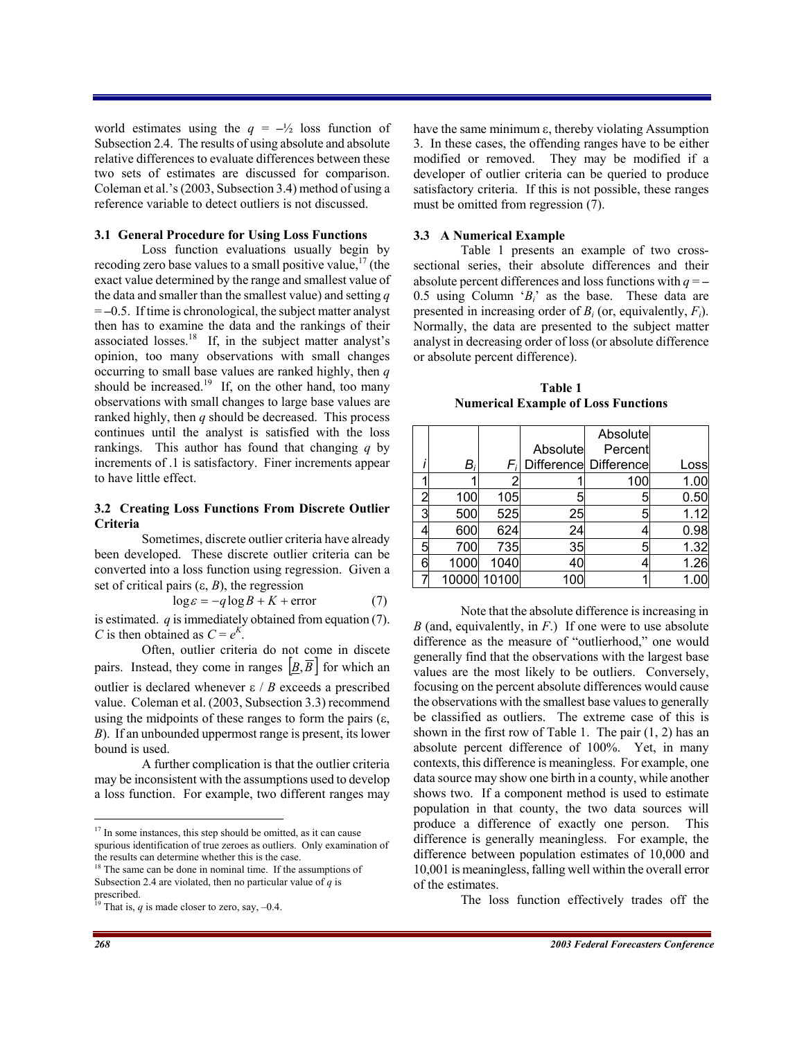world estimates using the $q = -½$ loss function of Subsection 2.4. The results of using absolute and absolute relative differences to evaluate differences between these two sets of estimates are discussed for comparison. Coleman et al.'s (2003, Subsection 3.4) method of using a reference variable to detect outliers is not discussed.

### 3.1 General Procedure for Using Loss Functions

Loss function evaluations usually begin by recoding zero base values to a small positive value,[17] (the exact value determined by the range and smallest value of the data and smaller than the smallest value) and setting $q = -0.5$. If time is chronological, the subject matter analyst then has to examine the data and the rankings of their associated losses.[18] If, in the subject matter analyst's opinion, too many observations with small changes occurring to small base values are ranked highly, then $q$ should be increased.[19] If, on the other hand, too many observations with small changes to large base values are ranked highly, then $q$ should be decreased. This process continues until the analyst is satisfied with the loss rankings. This author has found that changing $q$ by increments of .1 is satisfactory. Finer increments appear to have little effect.

### 3.2 Creating Loss Functions From Discrete Outlier Criteria

Sometimes, discrete outlier criteria have already been developed. These discrete outlier criteria can be converted into a loss function using regression. Given a set of critical pairs ($\varepsilon$, $B$), the regression

$$\log \varepsilon = -q \log B + K + \text{error} \qquad (7)$$

is estimated. $q$ is immediately obtained from equation (7). $C$ is then obtained as $C = e^K$.

Often, outlier criteria do not come in discete pairs. Instead, they come in ranges $\left[\underline{B}, \overline{B}\right]$ for which an outlier is declared whenever $\varepsilon / B$ exceeds a prescribed value. Coleman et al. (2003, Subsection 3.3) recommend using the midpoints of these ranges to form the pairs ($\varepsilon$, $B$). If an unbounded uppermost range is present, its lower bound is used.

A further complication is that the outlier criteria may be inconsistent with the assumptions used to develop a loss function. For example, two different ranges may have the same minimum $\varepsilon$, thereby violating Assumption 3. In these cases, the offending ranges have to be either modified or removed. They may be modified if a developer of outlier criteria can be queried to produce satisfactory criteria. If this is not possible, these ranges must be omitted from regression (7).

### 3.3 A Numerical Example

Table 1 presents an example of two cross-sectional series, their absolute differences and their absolute percent differences and loss functions with $q = -0.5$ using Column '$B_i$' as the base. These data are presented in increasing order of $B_i$ (or, equivalently, $F_i$). Normally, the data are presented to the subject matter analyst in decreasing order of loss (or absolute difference or absolute percent difference).

**Table 1**
**Numerical Example of Loss Functions**

| $i$ | $B_i$ | $F_i$ | Absolute Difference | Absolute Percent Difference | Loss |
|---|---|---|---|---|---|
| 1 | 1 | 2 | 1 | 100 | 1.00 |
| 2 | 100 | 105 | 5 | 5 | 0.50 |
| 3 | 500 | 525 | 25 | 5 | 1.12 |
| 4 | 600 | 624 | 24 | 4 | 0.98 |
| 5 | 700 | 735 | 35 | 5 | 1.32 |
| 6 | 1000 | 1040 | 40 | 4 | 1.26 |
| 7 | 10000 | 10100 | 100 | 1 | 1.00 |

Note that the absolute difference is increasing in $B$ (and, equivalently, in $F$.) If one were to use absolute difference as the measure of "outlierhood," one would generally find that the observations with the largest base values are the most likely to be outliers. Conversely, focusing on the percent absolute differences would cause the observations with the smallest base values to generally be classified as outliers. The extreme case of this is shown in the first row of Table 1. The pair (1, 2) has an absolute percent difference of 100%. Yet, in many contexts, this difference is meaningless. For example, one data source may show one birth in a county, while another shows two. If a component method is used to estimate population in that county, the two data sources will produce a difference of exactly one person. This difference is generally meaningless. For example, the difference between population estimates of 10,000 and 10,001 is meaningless, falling well within the overall error of the estimates.

The loss function effectively trades off the

---

[17] In some instances, this step should be omitted, as it can cause spurious identification of true zeroes as outliers. Only examination of the results can determine whether this is the case.

[18] The same can be done in nominal time. If the assumptions of Subsection 2.4 are violated, then no particular value of $q$ is prescribed.

[19] That is, $q$ is made closer to zero, say, –0.4.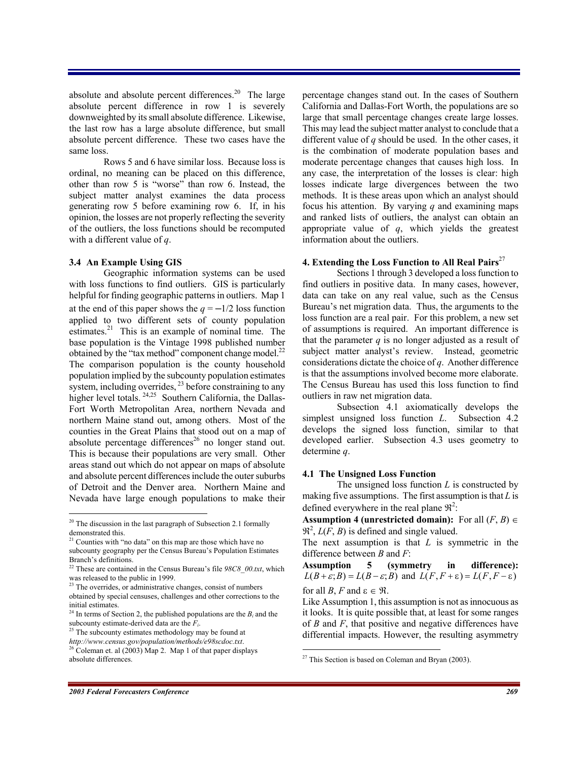absolute and absolute percent differences.[20] The large absolute percent difference in row 1 is severely downweighted by its small absolute difference. Likewise, the last row has a large absolute difference, but small absolute percent difference. These two cases have the same loss.

Rows 5 and 6 have similar loss. Because loss is ordinal, no meaning can be placed on this difference, other than row 5 is "worse" than row 6. Instead, the subject matter analyst examines the data process generating row 5 before examining row 6. If, in his opinion, the losses are not properly reflecting the severity of the outliers, the loss functions should be recomputed with a different value of $q$.

### 3.4 An Example Using GIS

Geographic information systems can be used with loss functions to find outliers. GIS is particularly helpful for finding geographic patterns in outliers. Map 1 at the end of this paper shows the $q = -1/2$ loss function applied to two different sets of county population estimates.[21] This is an example of nominal time. The base population is the Vintage 1998 published number obtained by the "tax method" component change model.[22] The comparison population is the county household population implied by the subcounty population estimates system, including overrides,[23] before constraining to any higher level totals.[24,25] Southern California, the Dallas-Fort Worth Metropolitan Area, northern Nevada and northern Maine stand out, among others. Most of the counties in the Great Plains that stood out on a map of absolute percentage differences[26] no longer stand out. This is because their populations are very small. Other areas stand out which do not appear on maps of absolute and absolute percent differences include the outer suburbs of Detroit and the Denver area. Northern Maine and Nevada have large enough populations to make their percentage changes stand out. In the cases of Southern California and Dallas-Fort Worth, the populations are so large that small percentage changes create large losses. This may lead the subject matter analyst to conclude that a different value of $q$ should be used. In the other cases, it is the combination of moderate population bases and moderate percentage changes that causes high loss. In any case, the interpretation of the losses is clear: high losses indicate large divergences between the two methods. It is these areas upon which an analyst should focus his attention. By varying $q$ and examining maps and ranked lists of outliers, the analyst can obtain an appropriate value of $q$, which yields the greatest information about the outliers.

## 4. Extending the Loss Function to All Real Pairs[27]

Sections 1 through 3 developed a loss function to find outliers in positive data. In many cases, however, data can take on any real value, such as the Census Bureau's net migration data. Thus, the arguments to the loss function are a real pair. For this problem, a new set of assumptions is required. An important difference is that the parameter $q$ is no longer adjusted as a result of subject matter analyst's review. Instead, geometric considerations dictate the choice of $q$. Another difference is that the assumptions involved become more elaborate. The Census Bureau has used this loss function to find outliers in raw net migration data.

Subsection 4.1 axiomatically develops the simplest unsigned loss function $L$. Subsection 4.2 develops the signed loss function, similar to that developed earlier. Subsection 4.3 uses geometry to determine $q$.

### 4.1 The Unsigned Loss Function

The unsigned loss function $L$ is constructed by making five assumptions. The first assumption is that $L$ is defined everywhere in the real plane $\Re^2$:

**Assumption 4 (unrestricted domain):** For all $(F, B) \in \Re^2$, $L(F, B)$ is defined and single valued.

The next assumption is that $L$ is symmetric in the difference between $B$ and $F$:

**Assumption 5 (symmetry in difference):** $L(B+\varepsilon; B) = L(B-\varepsilon; B)$ and $L(F, F+\varepsilon) = L(F, F-\varepsilon)$ for all $B$, $F$ and $\varepsilon \in \Re$.

Like Assumption 1, this assumption is not as innocuous as it looks. It is quite possible that, at least for some ranges of $B$ and $F$, that positive and negative differences have differential impacts. However, the resulting asymmetry

---

[20] The discussion in the last paragraph of Subsection 2.1 formally demonstrated this.

[21] Counties with "no data" on this map are those which have no subcounty geography per the Census Bureau's Population Estimates Branch's definitions.

[22] These are contained in the Census Bureau's file *98C8_00.txt*, which was released to the public in 1999.

[23] The overrides, or administrative changes, consist of numbers obtained by special censuses, challenges and other corrections to the initial estimates.

[24] In terms of Section 2, the published populations are the $B_i$ and the subcounty estimate-derived data are the $F_i$.

[25] The subcounty estimates methodology may be found at *http://www.census.gov/population/methods/e98scdoc.txt*.

[26] Coleman et. al (2003) Map 2. Map 1 of that paper displays absolute differences.

[27] This Section is based on Coleman and Bryan (2003).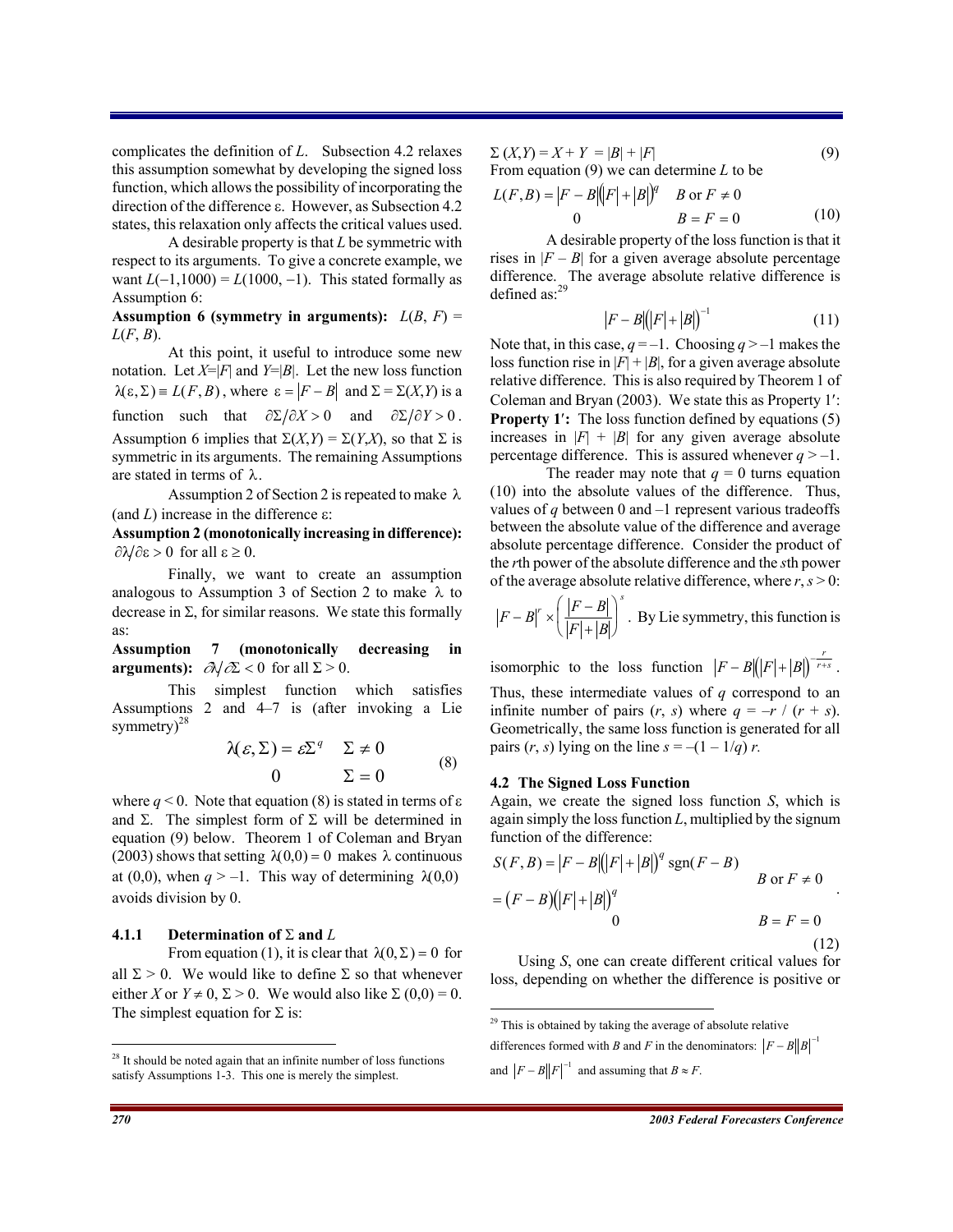complicates the definition of $L$. Subsection 4.2 relaxes this assumption somewhat by developing the signed loss function, which allows the possibility of incorporating the direction of the difference ε. However, as Subsection 4.2 states, this relaxation only affects the critical values used.

A desirable property is that $L$ be symmetric with respect to its arguments. To give a concrete example, we want $L(-1,1000) = L(1000, -1)$. This stated formally as Assumption 6:

**Assumption 6 (symmetry in arguments):** $L(B, F) = L(F, B)$.

At this point, it useful to introduce some new notation. Let $X=|F|$ and $Y=|B|$. Let the new loss function $\lambda(\varepsilon, \Sigma) \equiv L(F,B)$, where $\varepsilon = |F-B|$ and $\Sigma = \Sigma(X,Y)$ is a function such that $\partial\Sigma/\partial X > 0$ and $\partial\Sigma/\partial Y > 0$. Assumption 6 implies that $\Sigma(X,Y) = \Sigma(Y,X)$, so that Σ is symmetric in its arguments. The remaining Assumptions are stated in terms of λ.

Assumption 2 of Section 2 is repeated to make λ (and $L$) increase in the difference ε:

**Assumption 2 (monotonically increasing in difference):** $\partial\lambda/\partial\varepsilon > 0$ for all $\varepsilon \ge 0$.

Finally, we want to create an assumption analogous to Assumption 3 of Section 2 to make λ to decrease in Σ, for similar reasons. We state this formally as:

**Assumption 7 (monotonically decreasing in arguments):** $\partial\lambda/\partial\Sigma < 0$ for all $\Sigma > 0$.

This simplest function which satisfies Assumptions 2 and 4–7 is (after invoking a Lie symmetry)[28]

$$\lambda(\varepsilon,\Sigma) = \begin{cases} \varepsilon\Sigma^{q} & \Sigma \neq 0 \\ 0 & \Sigma = 0 \end{cases} \tag{8}$$

where $q < 0$. Note that equation (8) is stated in terms of ε and Σ. The simplest form of Σ will be determined in equation (9) below. Theorem 1 of Coleman and Bryan (2003) shows that setting $\lambda(0,0) = 0$ makes λ continuous at (0,0), when $q > -1$. This way of determining $\lambda(0,0)$ avoids division by 0.

### 4.1.1 Determination of Σ and L

From equation (1), it is clear that $\lambda(0,\Sigma) = 0$ for all $\Sigma > 0$. We would like to define Σ so that whenever either $X$ or $Y \neq 0$, $\Sigma > 0$. We would also like $\Sigma(0,0) = 0$. The simplest equation for Σ is:

$$\Sigma(X,Y) = X + Y = |B| + |F| \tag{9}$$

From equation (9) we can determine $L$ to be

$$L(F,B) = \begin{cases} |F-B|\left(|F|+|B|\right)^{q} & B \text{ or } F \neq 0 \\ 0 & B = F = 0 \end{cases} \tag{10}$$

A desirable property of the loss function is that it rises in $|F-B|$ for a given average absolute percentage difference. The average absolute relative difference is defined as:[29]

$$|F-B|\left(|F|+|B|\right)^{-1} \tag{11}$$

Note that, in this case, $q = -1$. Choosing $q > -1$ makes the loss function rise in $|F| + |B|$, for a given average absolute relative difference. This is also required by Theorem 1 of Coleman and Bryan (2003). We state this as Property 1′:

**Property 1′:** The loss function defined by equations (5) increases in $|F| + |B|$ for any given average absolute percentage difference. This is assured whenever $q > -1$.

The reader may note that $q = 0$ turns equation (10) into the absolute values of the difference. Thus, values of $q$ between 0 and –1 represent various tradeoffs between the absolute value of the difference and average absolute percentage difference. Consider the product of the $r$th power of the absolute difference and the $s$th power of the average absolute relative difference, where $r, s > 0$: $|F-B|^{r} \times \left(\frac{|F-B|}{|F|+|B|}\right)^{s}$. By Lie symmetry, this function is isomorphic to the loss function $|F-B|\left(|F|+|B|\right)^{-\frac{r}{r+s}}$. Thus, these intermediate values of $q$ correspond to an infinite number of pairs $(r, s)$ where $q = -r / (r + s)$. Geometrically, the same loss function is generated for all pairs $(r, s)$ lying on the line $s = -(1 - 1/q)\, r$.

## 4.2 The Signed Loss Function

Again, we create the signed loss function $S$, which is again simply the loss function $L$, multiplied by the signum function of the difference:

$$S(F,B) = \begin{cases} |F-B|\left(|F|+|B|\right)^{q}\operatorname{sgn}(F-B) = \left(F-B\right)\left(|F|+|B|\right)^{q} & B \text{ or } F \neq 0 \\ 0 & B = F = 0 \end{cases} \tag{12}$$

Using $S$, one can create different critical values for loss, depending on whether the difference is positive or

---

[28] It should be noted again that an infinite number of loss functions satisfy Assumptions 1-3. This one is merely the simplest.

[29] This is obtained by taking the average of absolute relative differences formed with $B$ and $F$ in the denominators: $|F-B||B|^{-1}$ and $|F-B||F|^{-1}$ and assuming that $B \approx F$.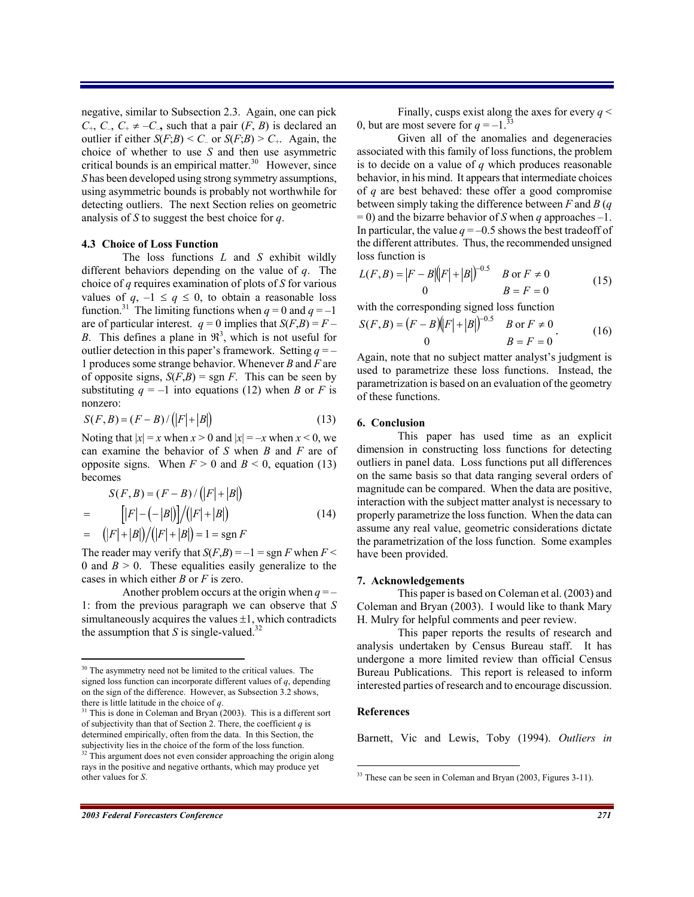negative, similar to Subsection 2.3. Again, one can pick $C_+$, $C_-$, $C_+ \neq -C_-$, such that a pair $(F, B)$ is declared an outlier if either $S(F;B) < C_-$ or $S(F;B) > C_+$. Again, the choice of whether to use $S$ and then use asymmetric critical bounds is an empirical matter.[30] However, since $S$ has been developed using strong symmetry assumptions, using asymmetric bounds is probably not worthwhile for detecting outliers. The next Section relies on geometric analysis of $S$ to suggest the best choice for $q$.

### 4.3 Choice of Loss Function

The loss functions $L$ and $S$ exhibit wildly different behaviors depending on the value of $q$. The choice of $q$ requires examination of plots of $S$ for various values of $q$, $-1 \leq q \leq 0$, to obtain a reasonable loss function.[31] The limiting functions when $q = 0$ and $q = -1$ are of particular interest. $q = 0$ implies that $S(F,B) = F - B$. This defines a plane in $\Re^3$, which is not useful for outlier detection in this paper's framework. Setting $q = -1$ produces some strange behavior. Whenever $B$ and $F$ are of opposite signs, $S(F,B) = \operatorname{sgn} F$. This can be seen by substituting $q = -1$ into equations (12) when $B$ or $F$ is nonzero:

$$S(F,B) = (F-B)/\left(|F|+|B|\right) \tag{13}$$

Noting that $|x| = x$ when $x > 0$ and $|x| = -x$ when $x < 0$, we can examine the behavior of $S$ when $B$ and $F$ are of opposite signs. When $F > 0$ and $B < 0$, equation (13) becomes

$$\begin{aligned} & S(F,B) = (F-B)/\left(|F|+|B|\right) \\ = \quad & \left[|F| - \left(-|B|\right)\right] \Big/ \left(|F|+|B|\right) \\ = \quad & \left(|F|+|B|\right) \Big/ \left(|F|+|B|\right) = 1 = \operatorname{sgn} F \end{aligned} \tag{14}$$

The reader may verify that $S(F,B) = -1 = \operatorname{sgn} F$ when $F < 0$ and $B > 0$. These equalities easily generalize to the cases in which either $B$ or $F$ is zero.

Another problem occurs at the origin when $q = -1$: from the previous paragraph we can observe that $S$ simultaneously acquires the values $\pm 1$, which contradicts the assumption that $S$ is single-valued.[32]

Finally, cusps exist along the axes for every $q < 0$, but are most severe for $q = -1$.[33]

Given all of the anomalies and degeneracies associated with this family of loss functions, the problem is to decide on a value of $q$ which produces reasonable behavior, in his mind. It appears that intermediate choices of $q$ are best behaved: these offer a good compromise between simply taking the difference between $F$ and $B$ ($q = 0$) and the bizarre behavior of $S$ when $q$ approaches $-1$. In particular, the value $q = -0.5$ shows the best tradeoff of the different attributes. Thus, the recommended unsigned loss function is

$$L(F,B) = \begin{cases} |F-B|\left(|F|+|B|\right)^{-0.5} & B \text{ or } F \neq 0 \\ 0 & B = F = 0 \end{cases} \tag{15}$$

with the corresponding signed loss function

$$S(F,B) = \begin{cases} (F-B)\left(|F|+|B|\right)^{-0.5} & B \text{ or } F \neq 0 \\ 0 & B = F = 0 \end{cases}. \tag{16}$$

Again, note that no subject matter analyst's judgment is used to parametrize these loss functions. Instead, the parametrization is based on an evaluation of the geometry of these functions.

## 6. Conclusion

This paper has used time as an explicit dimension in constructing loss functions for detecting outliers in panel data. Loss functions put all differences on the same basis so that data ranging several orders of magnitude can be compared. When the data are positive, interaction with the subject matter analyst is necessary to properly parametrize the loss function. When the data can assume any real value, geometric considerations dictate the parametrization of the loss function. Some examples have been provided.

## 7. Acknowledgements

This paper is based on Coleman et al. (2003) and Coleman and Bryan (2003). I would like to thank Mary H. Mulry for helpful comments and peer review.

This paper reports the results of research and analysis undertaken by Census Bureau staff. It has undergone a more limited review than official Census Bureau Publications. This report is released to inform interested parties of research and to encourage discussion.

## References

Barnett, Vic and Lewis, Toby (1994). *Outliers in*

---

[30] The asymmetry need not be limited to the critical values. The signed loss function can incorporate different values of $q$, depending on the sign of the difference. However, as Subsection 3.2 shows, there is little latitude in the choice of $q$.

[31] This is done in Coleman and Bryan (2003). This is a different sort of subjectivity than that of Section 2. There, the coefficient $q$ is determined empirically, often from the data. In this Section, the subjectivity lies in the choice of the form of the loss function.

[32] This argument does not even consider approaching the origin along rays in the positive and negative orthants, which may produce yet other values for $S$.

[33] These can be seen in Coleman and Bryan (2003, Figures 3-11).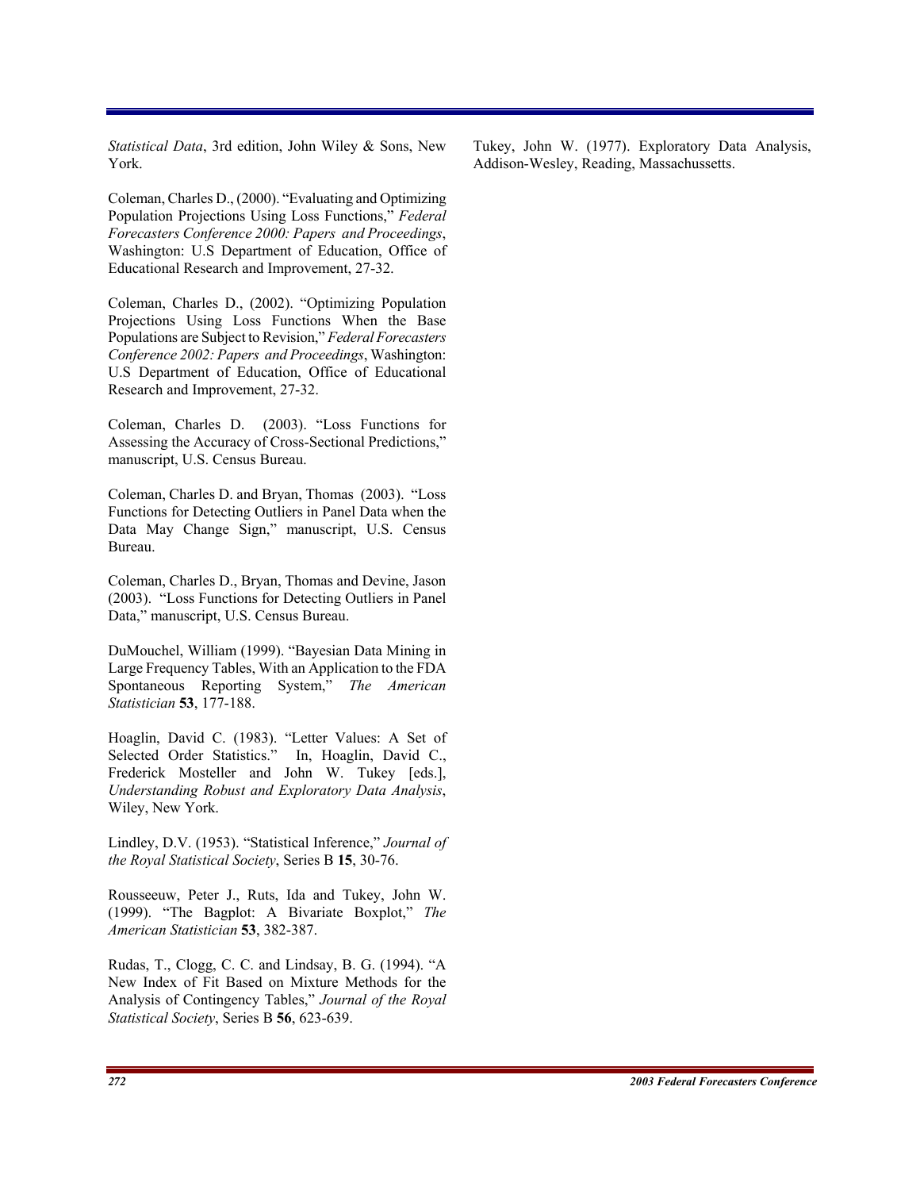*Statistical Data*, 3rd edition, John Wiley & Sons, New York.

Coleman, Charles D., (2000). "Evaluating and Optimizing Population Projections Using Loss Functions," *Federal Forecasters Conference 2000: Papers and Proceedings*, Washington: U.S Department of Education, Office of Educational Research and Improvement, 27-32.

Coleman, Charles D., (2002). "Optimizing Population Projections Using Loss Functions When the Base Populations are Subject to Revision," *Federal Forecasters Conference 2002: Papers and Proceedings*, Washington: U.S Department of Education, Office of Educational Research and Improvement, 27-32.

Coleman, Charles D. (2003). "Loss Functions for Assessing the Accuracy of Cross-Sectional Predictions," manuscript, U.S. Census Bureau.

Coleman, Charles D. and Bryan, Thomas (2003). "Loss Functions for Detecting Outliers in Panel Data when the Data May Change Sign," manuscript, U.S. Census Bureau.

Coleman, Charles D., Bryan, Thomas and Devine, Jason (2003). "Loss Functions for Detecting Outliers in Panel Data," manuscript, U.S. Census Bureau.

DuMouchel, William (1999). "Bayesian Data Mining in Large Frequency Tables, With an Application to the FDA Spontaneous Reporting System," *The American Statistician* **53**, 177-188.

Hoaglin, David C. (1983). "Letter Values: A Set of Selected Order Statistics." In, Hoaglin, David C., Frederick Mosteller and John W. Tukey [eds.], *Understanding Robust and Exploratory Data Analysis*, Wiley, New York.

Lindley, D.V. (1953). "Statistical Inference," *Journal of the Royal Statistical Society*, Series B **15**, 30-76.

Rousseeuw, Peter J., Ruts, Ida and Tukey, John W. (1999). "The Bagplot: A Bivariate Boxplot," *The American Statistician* **53**, 382-387.

Rudas, T., Clogg, C. C. and Lindsay, B. G. (1994). "A New Index of Fit Based on Mixture Methods for the Analysis of Contingency Tables," *Journal of the Royal Statistical Society*, Series B **56**, 623-639.

Tukey, John W. (1977). Exploratory Data Analysis, Addison-Wesley, Reading, Massachussetts.